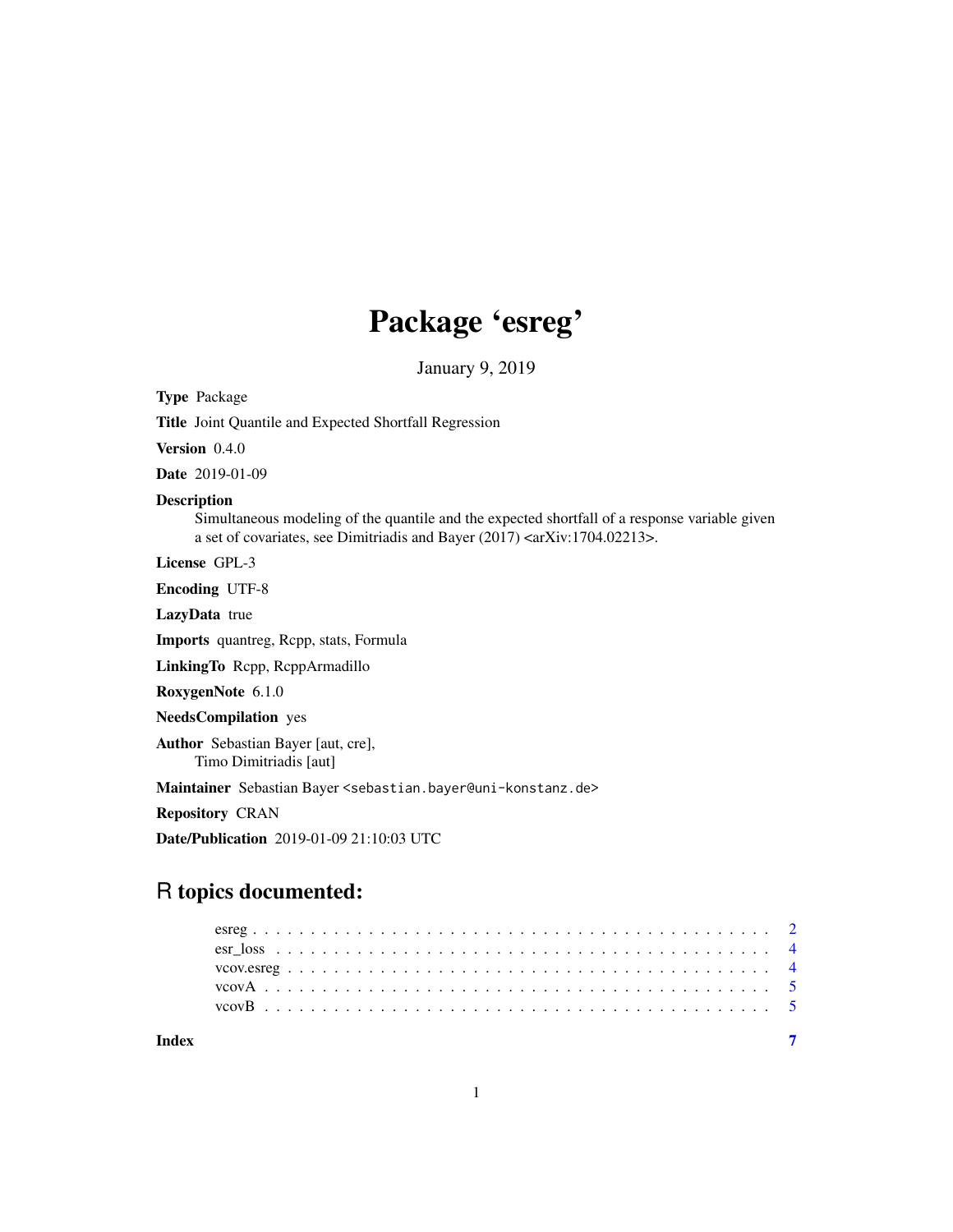# Package 'esreg'

January 9, 2019

**Type** Package

**Title** Joint Quantile and Expected Shortfall Regression

**Version** 0.4.0

**Date** 2019-01-09

**Description**
Simultaneous modeling of the quantile and the expected shortfall of a response variable given a set of covariates, see Dimitriadis and Bayer (2017) <arXiv:1704.02213>.

**License** GPL-3

**Encoding** UTF-8

**LazyData** true

**Imports** quantreg, Rcpp, stats, Formula

**LinkingTo** Rcpp, RcppArmadillo

**RoxygenNote** 6.1.0

**NeedsCompilation** yes

**Author** Sebastian Bayer [aut, cre],
Timo Dimitriadis [aut]

**Maintainer** Sebastian Bayer <sebastian.bayer@uni-konstanz.de>

**Repository** CRAN

**Date/Publication** 2019-01-09 21:10:03 UTC

## R topics documented:

- esreg . . . . . . . . . . . . . . . . . . . . . . . . . . . . . . . . . . . . . . . . . . . 2
- esr_loss . . . . . . . . . . . . . . . . . . . . . . . . . . . . . . . . . . . . . . . . . 4
- vcov.esreg . . . . . . . . . . . . . . . . . . . . . . . . . . . . . . . . . . . . . . . . 4
- vcovA . . . . . . . . . . . . . . . . . . . . . . . . . . . . . . . . . . . . . . . . . . 5
- vcovB . . . . . . . . . . . . . . . . . . . . . . . . . . . . . . . . . . . . . . . . . . 5

**Index** 7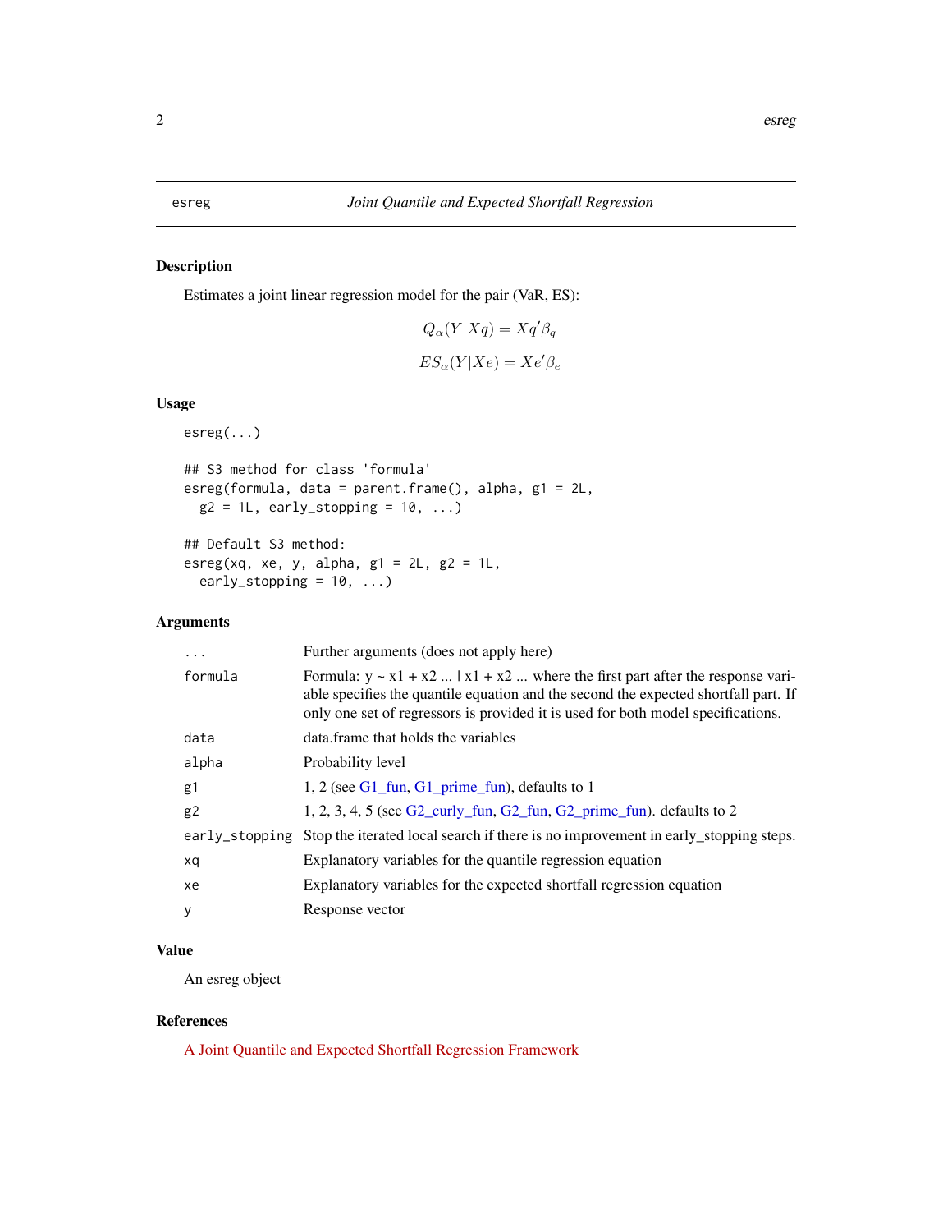esreg *Joint Quantile and Expected Shortfall Regression*

## Description

Estimates a joint linear regression model for the pair (VaR, ES):

$$Q_\alpha(Y|Xq) = Xq'\beta_q$$

$$ES_\alpha(Y|Xe) = Xe'\beta_e$$

## Usage

```
esreg(...)

## S3 method for class 'formula'
esreg(formula, data = parent.frame(), alpha, g1 = 2L,
  g2 = 1L, early_stopping = 10, ...)

## Default S3 method:
esreg(xq, xe, y, alpha, g1 = 2L, g2 = 1L,
  early_stopping = 10, ...)
```

## Arguments

| | |
|---|---|
| `...` | Further arguments (does not apply here) |
| `formula` | Formula: y ~ x1 + x2 ... \| x1 + x2 ... where the first part after the response variable specifies the quantile equation and the second the expected shortfall part. If only one set of regressors is provided it is used for both model specifications. |
| `data` | data.frame that holds the variables |
| `alpha` | Probability level |
| `g1` | 1, 2 (see G1_fun, G1_prime_fun), defaults to 1 |
| `g2` | 1, 2, 3, 4, 5 (see G2_curly_fun, G2_fun, G2_prime_fun). defaults to 2 |
| `early_stopping` | Stop the iterated local search if there is no improvement in early_stopping steps. |
| `xq` | Explanatory variables for the quantile regression equation |
| `xe` | Explanatory variables for the expected shortfall regression equation |
| `y` | Response vector |

## Value

An esreg object

## References

A Joint Quantile and Expected Shortfall Regression Framework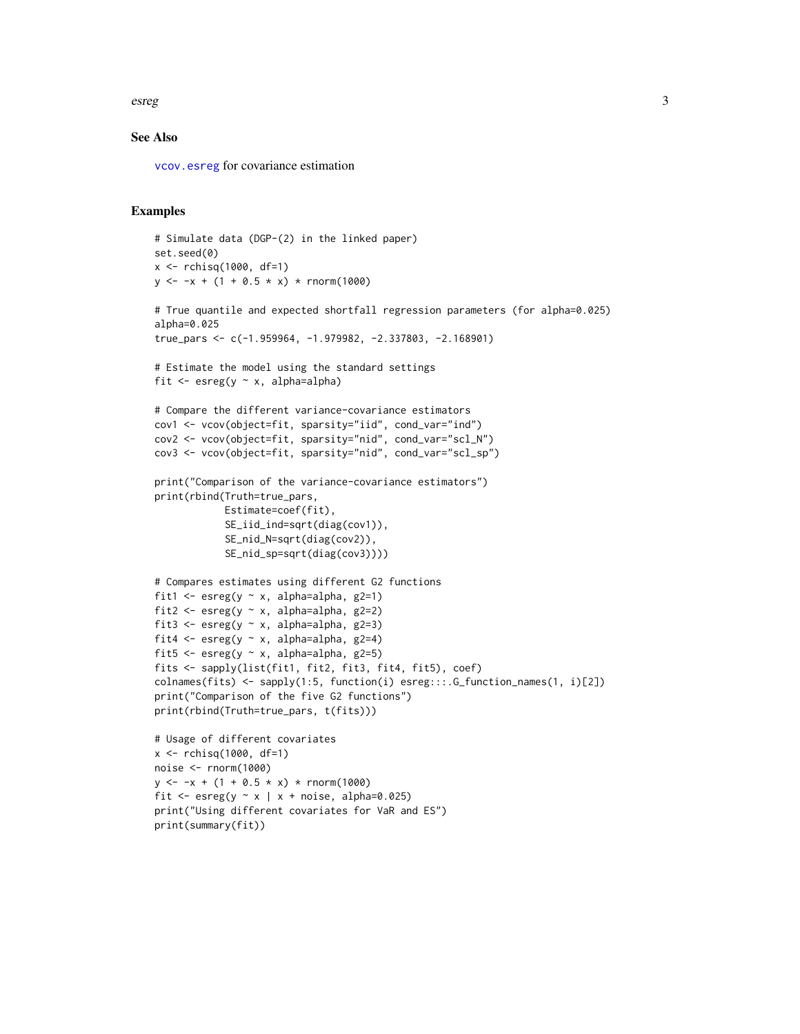### See Also

`vcov.esreg` for covariance estimation

### Examples

```
# Simulate data (DGP-(2) in the linked paper)
set.seed(0)
x <- rchisq(1000, df=1)
y <- -x + (1 + 0.5 * x) * rnorm(1000)

# True quantile and expected shortfall regression parameters (for alpha=0.025)
alpha=0.025
true_pars <- c(-1.959964, -1.979982, -2.337803, -2.168901)

# Estimate the model using the standard settings
fit <- esreg(y ~ x, alpha=alpha)

# Compare the different variance-covariance estimators
cov1 <- vcov(object=fit, sparsity="iid", cond_var="ind")
cov2 <- vcov(object=fit, sparsity="nid", cond_var="scl_N")
cov3 <- vcov(object=fit, sparsity="nid", cond_var="scl_sp")

print("Comparison of the variance-covariance estimators")
print(rbind(Truth=true_pars,
            Estimate=coef(fit),
            SE_iid_ind=sqrt(diag(cov1)),
            SE_nid_N=sqrt(diag(cov2)),
            SE_nid_sp=sqrt(diag(cov3))))

# Compares estimates using different G2 functions
fit1 <- esreg(y ~ x, alpha=alpha, g2=1)
fit2 <- esreg(y ~ x, alpha=alpha, g2=2)
fit3 <- esreg(y ~ x, alpha=alpha, g2=3)
fit4 <- esreg(y ~ x, alpha=alpha, g2=4)
fit5 <- esreg(y ~ x, alpha=alpha, g2=5)
fits <- sapply(list(fit1, fit2, fit3, fit4, fit5), coef)
colnames(fits) <- sapply(1:5, function(i) esreg:::.G_function_names(1, i)[2])
print("Comparison of the five G2 functions")
print(rbind(Truth=true_pars, t(fits)))

# Usage of different covariates
x <- rchisq(1000, df=1)
noise <- rnorm(1000)
y <- -x + (1 + 0.5 * x) * rnorm(1000)
fit <- esreg(y ~ x | x + noise, alpha=0.025)
print("Using different covariates for VaR and ES")
print(summary(fit))
```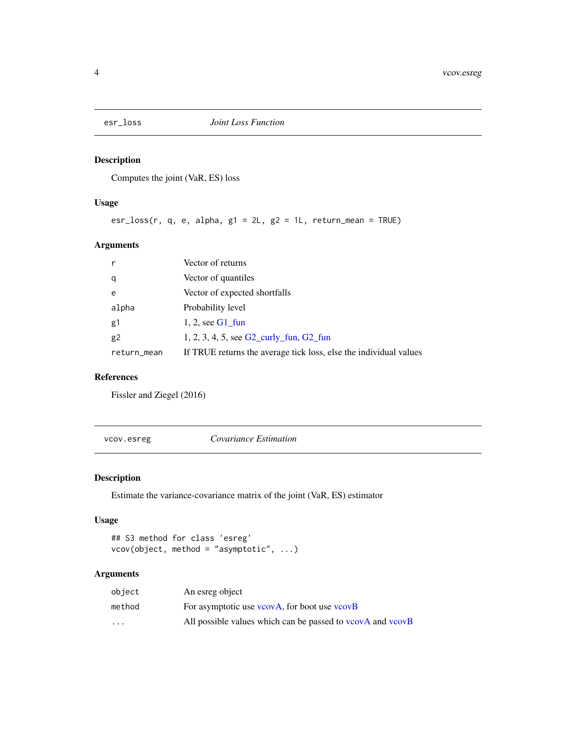## esr_loss *Joint Loss Function*

### Description

Computes the joint (VaR, ES) loss

### Usage

```
esr_loss(r, q, e, alpha, g1 = 2L, g2 = 1L, return_mean = TRUE)
```

### Arguments

| | |
|---|---|
| r | Vector of returns |
| q | Vector of quantiles |
| e | Vector of expected shortfalls |
| alpha | Probability level |
| g1 | 1, 2, see G1_fun |
| g2 | 1, 2, 3, 4, 5, see G2_curly_fun, G2_fun |
| return_mean | If TRUE returns the average tick loss, else the individual values |

### References

Fissler and Ziegel (2016)

## vcov.esreg *Covariance Estimation*

### Description

Estimate the variance-covariance matrix of the joint (VaR, ES) estimator

### Usage

```
## S3 method for class 'esreg'
vcov(object, method = "asymptotic", ...)
```

### Arguments

| | |
|---|---|
| object | An esreg object |
| method | For asymptotic use vcovA, for boot use vcovB |
| ... | All possible values which can be passed to vcovA and vcovB |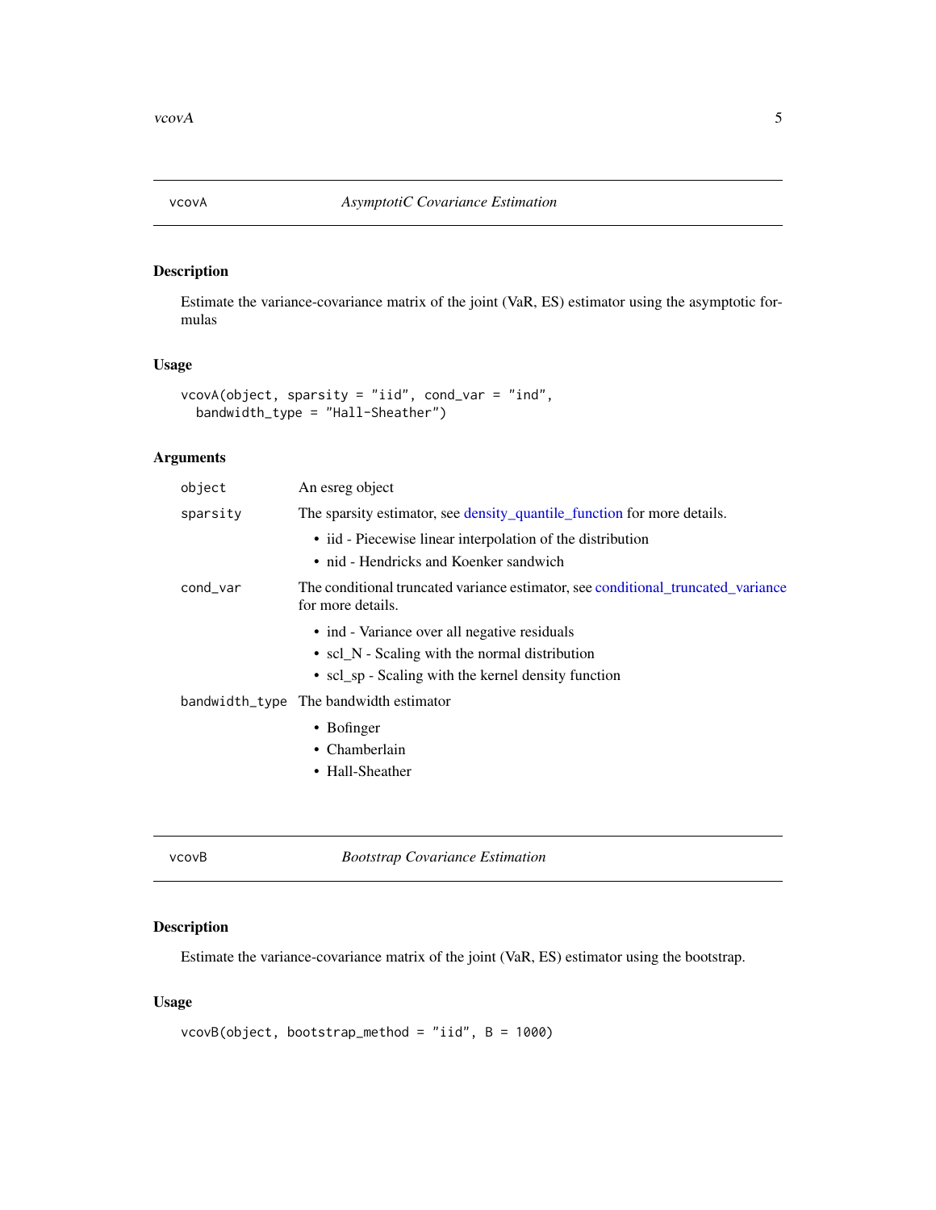## vcovA — *AsymptotiC Covariance Estimation*

### Description

Estimate the variance-covariance matrix of the joint (VaR, ES) estimator using the asymptotic formulas

### Usage

```
vcovA(object, sparsity = "iid", cond_var = "ind",
  bandwidth_type = "Hall-Sheather")
```

### Arguments

| | |
|---|---|
| `object` | An esreg object |
| `sparsity` | The sparsity estimator, see density_quantile_function for more details.<br>• iid - Piecewise linear interpolation of the distribution<br>• nid - Hendricks and Koenker sandwich |
| `cond_var` | The conditional truncated variance estimator, see conditional_truncated_variance for more details.<br>• ind - Variance over all negative residuals<br>• scl_N - Scaling with the normal distribution<br>• scl_sp - Scaling with the kernel density function |
| `bandwidth_type` | The bandwidth estimator<br>• Bofinger<br>• Chamberlain<br>• Hall-Sheather |

## vcovB — *Bootstrap Covariance Estimation*

### Description

Estimate the variance-covariance matrix of the joint (VaR, ES) estimator using the bootstrap.

### Usage

```
vcovB(object, bootstrap_method = "iid", B = 1000)
```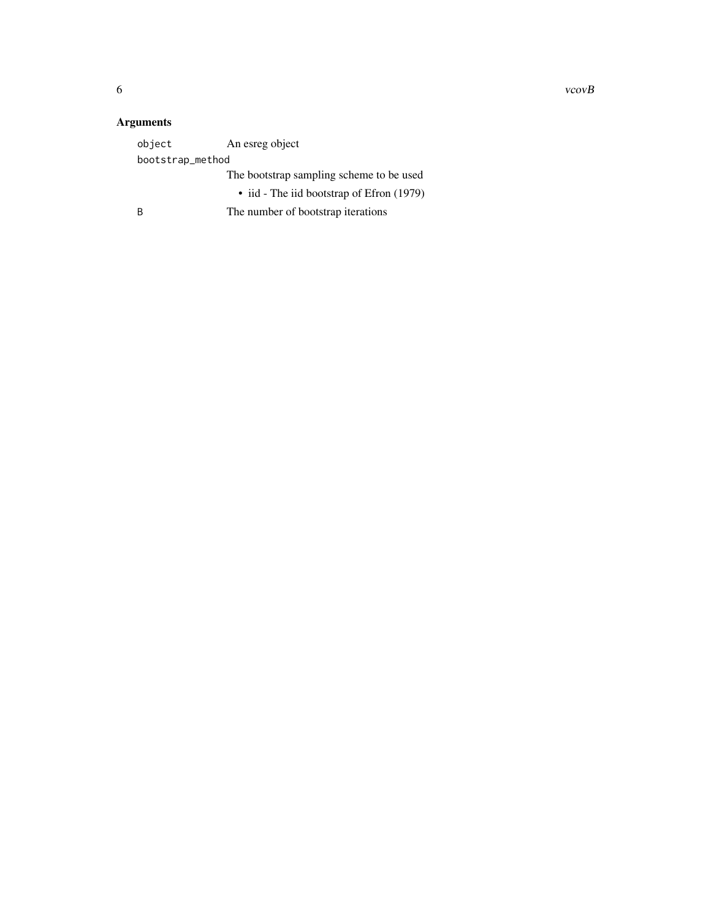## Arguments

`object` An esreg object

`bootstrap_method` The bootstrap sampling scheme to be used

- iid - The iid bootstrap of Efron (1979)

`B` The number of bootstrap iterations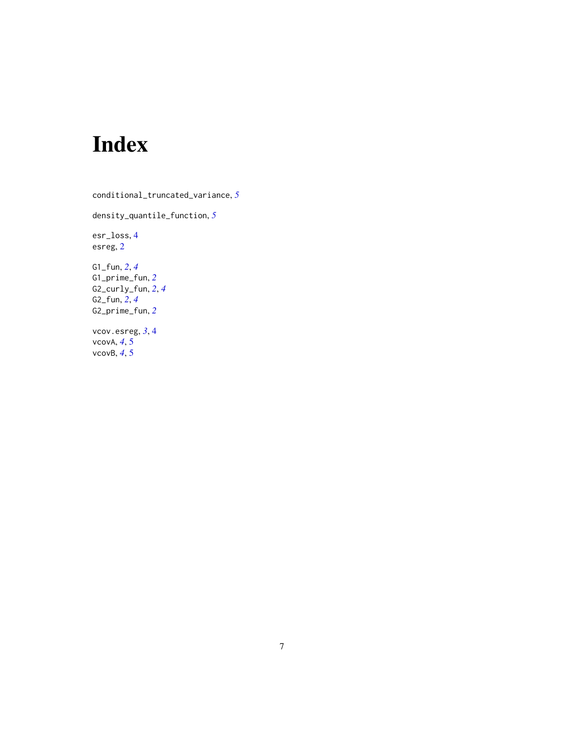# Index

conditional_truncated_variance, *5*

density_quantile_function, *5*

esr_loss, 4
esreg, 2

G1_fun, *2*, *4*
G1_prime_fun, *2*
G2_curly_fun, *2*, *4*
G2_fun, *2*, *4*
G2_prime_fun, *2*

vcov.esreg, *3*, 4
vcovA, *4*, 5
vcovB, *4*, 5